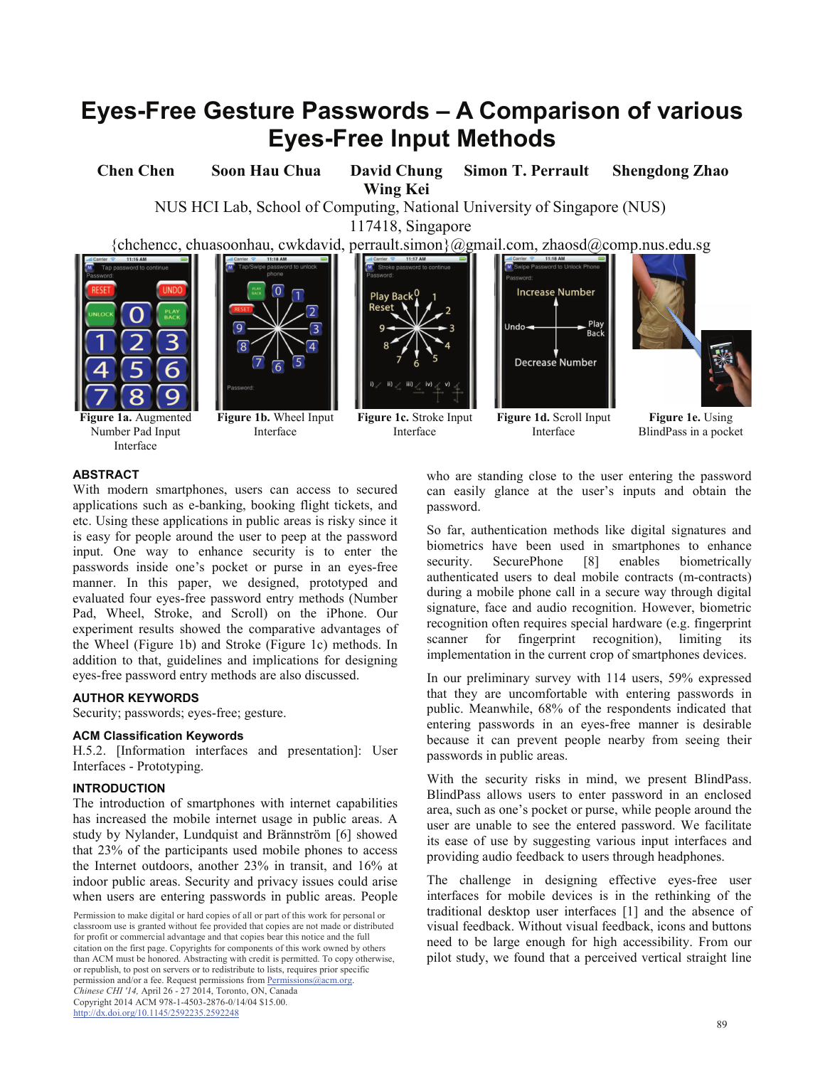# Eyes-Free Gesture Passwords – A Comparison of various Eyes-Free Input Methods

**Chen Chen** **Soon Hau Chua** **David Chung Wing Kei** **Simon T. Perrault** **Shengdong Zhao**

NUS HCI Lab, School of Computing, National University of Singapore (NUS)
117418, Singapore
{chchencc, chuasoonhau, cwkdavid, perrault.simon}@gmail.com, zhaosd@comp.nus.edu.sg

**Figure 1a.** Augmented Number Pad Input Interface

**Figure 1b.** Wheel Input Interface

**Figure 1c.** Stroke Input Interface

**Figure 1d.** Scroll Input Interface

**Figure 1e.** Using BlindPass in a pocket

## ABSTRACT

With modern smartphones, users can access to secured applications such as e-banking, booking flight tickets, and etc. Using these applications in public areas is risky since it is easy for people around the user to peep at the password input. One way to enhance security is to enter the passwords inside one's pocket or purse in an eyes-free manner. In this paper, we designed, prototyped and evaluated four eyes-free password entry methods (Number Pad, Wheel, Stroke, and Scroll) on the iPhone. Our experiment results showed the comparative advantages of the Wheel (Figure 1b) and Stroke (Figure 1c) methods. In addition to that, guidelines and implications for designing eyes-free password entry methods are also discussed.

## AUTHOR KEYWORDS

Security; passwords; eyes-free; gesture.

## ACM Classification Keywords

H.5.2. [Information interfaces and presentation]: User Interfaces - Prototyping.

## INTRODUCTION

The introduction of smartphones with internet capabilities has increased the mobile internet usage in public areas. A study by Nylander, Lundquist and Brännström [6] showed that 23% of the participants used mobile phones to access the Internet outdoors, another 23% in transit, and 16% at indoor public areas. Security and privacy issues could arise when users are entering passwords in public areas. People who are standing close to the user entering the password can easily glance at the user's inputs and obtain the password.

So far, authentication methods like digital signatures and biometrics have been used in smartphones to enhance security. SecurePhone [8] enables biometrically authenticated users to deal mobile contracts (m-contracts) during a mobile phone call in a secure way through digital signature, face and audio recognition. However, biometric recognition often requires special hardware (e.g. fingerprint scanner for fingerprint recognition), limiting its implementation in the current crop of smartphones devices.

In our preliminary survey with 114 users, 59% expressed that they are uncomfortable with entering passwords in public. Meanwhile, 68% of the respondents indicated that entering passwords in an eyes-free manner is desirable because it can prevent people nearby from seeing their passwords in public areas.

With the security risks in mind, we present BlindPass. BlindPass allows users to enter password in an enclosed area, such as one's pocket or purse, while people around the user are unable to see the entered password. We facilitate its ease of use by suggesting various input interfaces and providing audio feedback to users through headphones.

The challenge in designing effective eyes-free user interfaces for mobile devices is in the rethinking of the traditional desktop user interfaces [1] and the absence of visual feedback. Without visual feedback, icons and buttons need to be large enough for high accessibility. From our pilot study, we found that a perceived vertical straight line

Permission to make digital or hard copies of all or part of this work for personal or classroom use is granted without fee provided that copies are not made or distributed for profit or commercial advantage and that copies bear this notice and the full citation on the first page. Copyrights for components of this work owned by others than ACM must be honored. Abstracting with credit is permitted. To copy otherwise, or republish, to post on servers or to redistribute to lists, requires prior specific permission and/or a fee. Request permissions from Permissions@acm.org.
*Chinese CHI '14,* April 26 - 27 2014, Toronto, ON, Canada
Copyright 2014 ACM 978-1-4503-2876-0/14/04 $15.00.
http://dx.doi.org/10.1145/2592235.2592248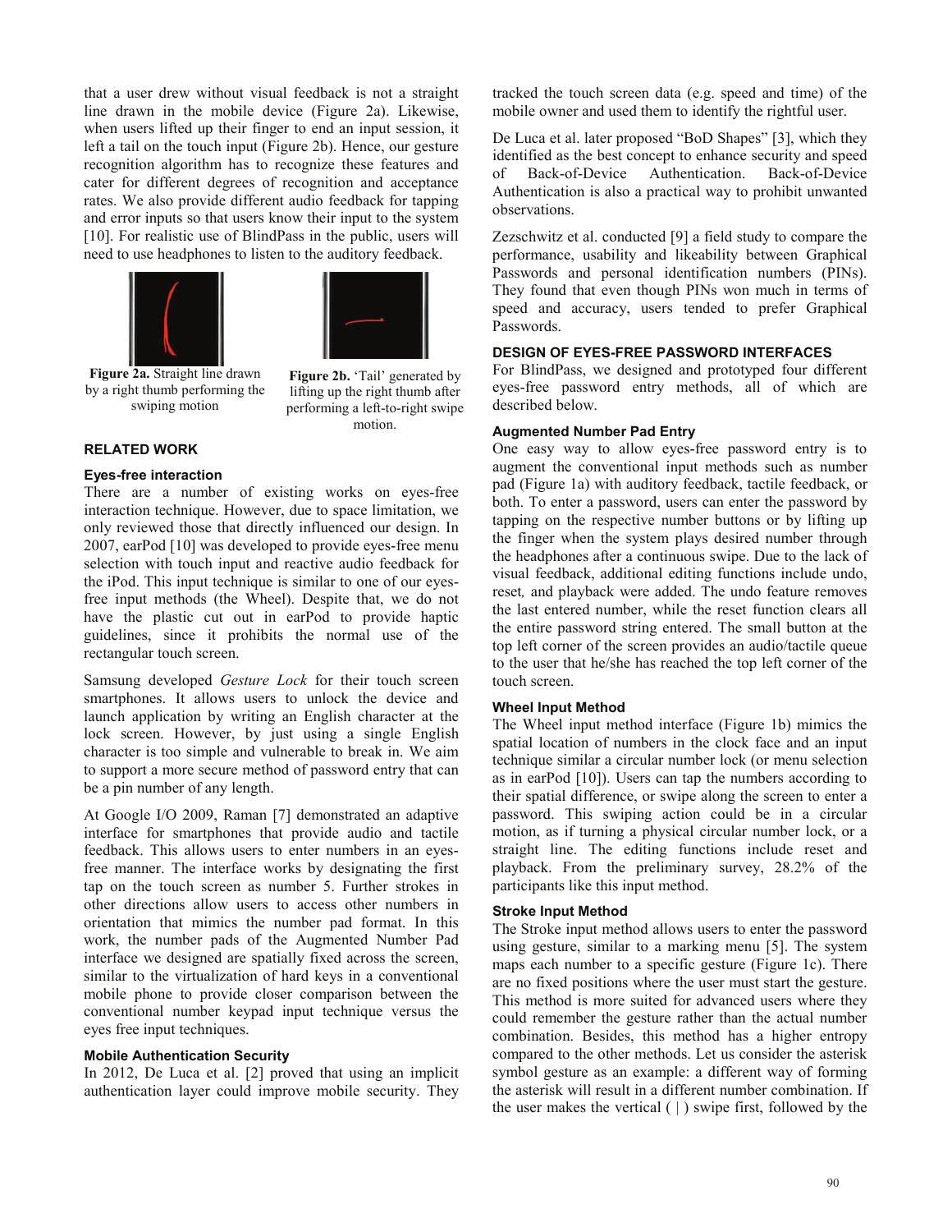that a user drew without visual feedback is not a straight line drawn in the mobile device (Figure 2a). Likewise, when users lifted up their finger to end an input session, it left a tail on the touch input (Figure 2b). Hence, our gesture recognition algorithm has to recognize these features and cater for different degrees of recognition and acceptance rates. We also provide different audio feedback for tapping and error inputs so that users know their input to the system [10]. For realistic use of BlindPass in the public, users will need to use headphones to listen to the auditory feedback.

**Figure 2a.** Straight line drawn by a right thumb performing the swiping motion

**Figure 2b.** 'Tail' generated by lifting up the right thumb after performing a left-to-right swipe motion.

## RELATED WORK

### Eyes-free interaction

There are a number of existing works on eyes-free interaction technique. However, due to space limitation, we only reviewed those that directly influenced our design. In 2007, earPod [10] was developed to provide eyes-free menu selection with touch input and reactive audio feedback for the iPod. This input technique is similar to one of our eyes-free input methods (the Wheel). Despite that, we do not have the plastic cut out in earPod to provide haptic guidelines, since it prohibits the normal use of the rectangular touch screen.

Samsung developed *Gesture Lock* for their touch screen smartphones. It allows users to unlock the device and launch application by writing an English character at the lock screen. However, by just using a single English character is too simple and vulnerable to break in. We aim to support a more secure method of password entry that can be a pin number of any length.

At Google I/O 2009, Raman [7] demonstrated an adaptive interface for smartphones that provide audio and tactile feedback. This allows users to enter numbers in an eyes-free manner. The interface works by designating the first tap on the touch screen as number 5. Further strokes in other directions allow users to access other numbers in orientation that mimics the number pad format. In this work, the number pads of the Augmented Number Pad interface we designed are spatially fixed across the screen, similar to the virtualization of hard keys in a conventional mobile phone to provide closer comparison between the conventional number keypad input technique versus the eyes free input techniques.

### Mobile Authentication Security

In 2012, De Luca et al. [2] proved that using an implicit authentication layer could improve mobile security. They tracked the touch screen data (e.g. speed and time) of the mobile owner and used them to identify the rightful user.

De Luca et al. later proposed "BoD Shapes" [3], which they identified as the best concept to enhance security and speed of Back-of-Device Authentication. Back-of-Device Authentication is also a practical way to prohibit unwanted observations.

Zezschwitz et al. conducted [9] a field study to compare the performance, usability and likeability between Graphical Passwords and personal identification numbers (PINs). They found that even though PINs won much in terms of speed and accuracy, users tended to prefer Graphical Passwords.

## DESIGN OF EYES-FREE PASSWORD INTERFACES

For BlindPass, we designed and prototyped four different eyes-free password entry methods, all of which are described below.

### Augmented Number Pad Entry

One easy way to allow eyes-free password entry is to augment the conventional input methods such as number pad (Figure 1a) with auditory feedback, tactile feedback, or both. To enter a password, users can enter the password by tapping on the respective number buttons or by lifting up the finger when the system plays desired number through the headphones after a continuous swipe. Due to the lack of visual feedback, additional editing functions include undo, reset*,* and playback were added. The undo feature removes the last entered number, while the reset function clears all the entire password string entered. The small button at the top left corner of the screen provides an audio/tactile queue to the user that he/she has reached the top left corner of the touch screen.

### Wheel Input Method

The Wheel input method interface (Figure 1b) mimics the spatial location of numbers in the clock face and an input technique similar a circular number lock (or menu selection as in earPod [10]). Users can tap the numbers according to their spatial difference, or swipe along the screen to enter a password. This swiping action could be in a circular motion, as if turning a physical circular number lock, or a straight line. The editing functions include reset and playback. From the preliminary survey, 28.2% of the participants like this input method.

### Stroke Input Method

The Stroke input method allows users to enter the password using gesture, similar to a marking menu [5]. The system maps each number to a specific gesture (Figure 1c). There are no fixed positions where the user must start the gesture. This method is more suited for advanced users where they could remember the gesture rather than the actual number combination. Besides, this method has a higher entropy compared to the other methods. Let us consider the asterisk symbol gesture as an example: a different way of forming the asterisk will result in a different number combination. If the user makes the vertical ( | ) swipe first, followed by the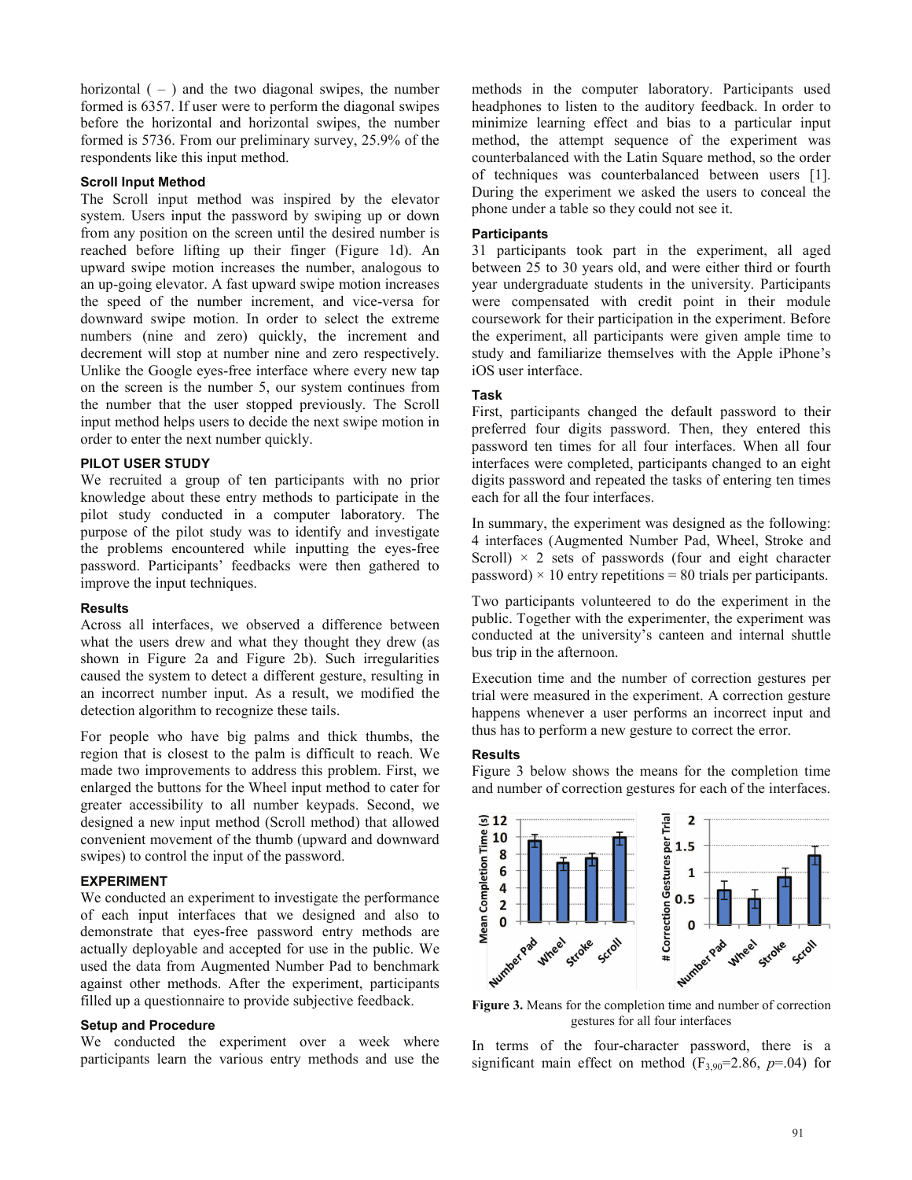horizontal ( – ) and the two diagonal swipes, the number formed is 6357. If user were to perform the diagonal swipes before the horizontal and horizontal swipes, the number formed is 5736. From our preliminary survey, 25.9% of the respondents like this input method.

### Scroll Input Method

The Scroll input method was inspired by the elevator system. Users input the password by swiping up or down from any position on the screen until the desired number is reached before lifting up their finger (Figure 1d). An upward swipe motion increases the number, analogous to an up-going elevator. A fast upward swipe motion increases the speed of the number increment, and vice-versa for downward swipe motion. In order to select the extreme numbers (nine and zero) quickly, the increment and decrement will stop at number nine and zero respectively. Unlike the Google eyes-free interface where every new tap on the screen is the number 5, our system continues from the number that the user stopped previously. The Scroll input method helps users to decide the next swipe motion in order to enter the next number quickly.

## PILOT USER STUDY

We recruited a group of ten participants with no prior knowledge about these entry methods to participate in the pilot study conducted in a computer laboratory. The purpose of the pilot study was to identify and investigate the problems encountered while inputting the eyes-free password. Participants' feedbacks were then gathered to improve the input techniques.

### Results

Across all interfaces, we observed a difference between what the users drew and what they thought they drew (as shown in Figure 2a and Figure 2b). Such irregularities caused the system to detect a different gesture, resulting in an incorrect number input. As a result, we modified the detection algorithm to recognize these tails.

For people who have big palms and thick thumbs, the region that is closest to the palm is difficult to reach. We made two improvements to address this problem. First, we enlarged the buttons for the Wheel input method to cater for greater accessibility to all number keypads. Second, we designed a new input method (Scroll method) that allowed convenient movement of the thumb (upward and downward swipes) to control the input of the password.

## EXPERIMENT

We conducted an experiment to investigate the performance of each input interfaces that we designed and also to demonstrate that eyes-free password entry methods are actually deployable and accepted for use in the public. We used the data from Augmented Number Pad to benchmark against other methods. After the experiment, participants filled up a questionnaire to provide subjective feedback.

### Setup and Procedure

We conducted the experiment over a week where participants learn the various entry methods and use the methods in the computer laboratory. Participants used headphones to listen to the auditory feedback. In order to minimize learning effect and bias to a particular input method, the attempt sequence of the experiment was counterbalanced with the Latin Square method, so the order of techniques was counterbalanced between users [1]. During the experiment we asked the users to conceal the phone under a table so they could not see it.

### Participants

31 participants took part in the experiment, all aged between 25 to 30 years old, and were either third or fourth year undergraduate students in the university. Participants were compensated with credit point in their module coursework for their participation in the experiment. Before the experiment, all participants were given ample time to study and familiarize themselves with the Apple iPhone's iOS user interface.

### Task

First, participants changed the default password to their preferred four digits password. Then, they entered this password ten times for all four interfaces. When all four interfaces were completed, participants changed to an eight digits password and repeated the tasks of entering ten times each for all the four interfaces.

In summary, the experiment was designed as the following: 4 interfaces (Augmented Number Pad, Wheel, Stroke and Scroll) × 2 sets of passwords (four and eight character password) × 10 entry repetitions = 80 trials per participants.

Two participants volunteered to do the experiment in the public. Together with the experimenter, the experiment was conducted at the university's canteen and internal shuttle bus trip in the afternoon.

Execution time and the number of correction gestures per trial were measured in the experiment. A correction gesture happens whenever a user performs an incorrect input and thus has to perform a new gesture to correct the error.

### Results

Figure 3 below shows the means for the completion time and number of correction gestures for each of the interfaces.

**Figure 3.** Means for the completion time and number of correction gestures for all four interfaces

In terms of the four-character password, there is a significant main effect on method ($F_{3,90}$=2.86, $p$=.04) for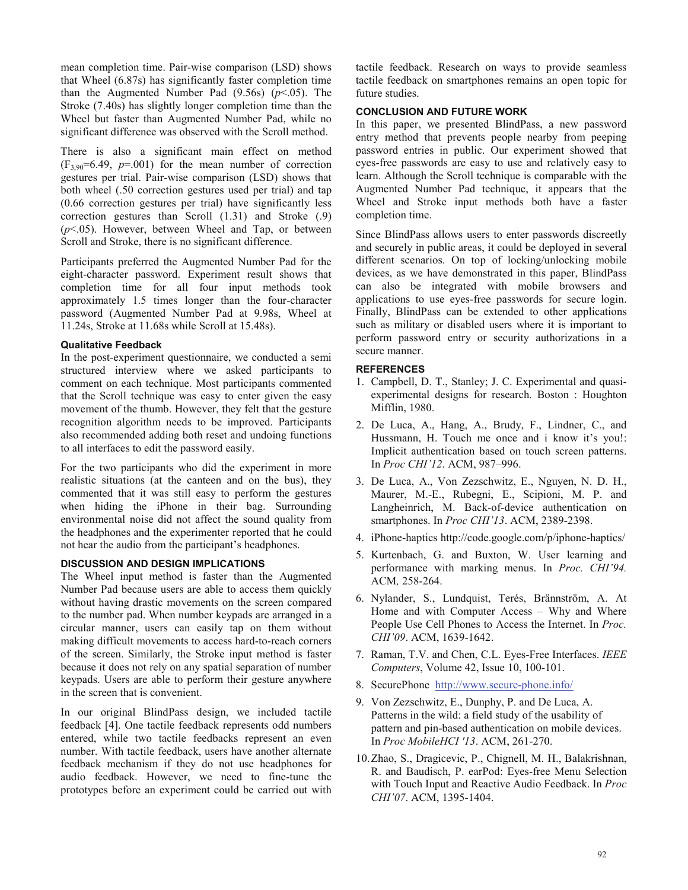mean completion time. Pair-wise comparison (LSD) shows that Wheel (6.87s) has significantly faster completion time than the Augmented Number Pad (9.56s) ($p<.05$). The Stroke (7.40s) has slightly longer completion time than the Wheel but faster than Augmented Number Pad, while no significant difference was observed with the Scroll method.

There is also a significant main effect on method ($F_{3,90}=6.49$, $p=.001$) for the mean number of correction gestures per trial. Pair-wise comparison (LSD) shows that both wheel (.50 correction gestures used per trial) and tap (0.66 correction gestures per trial) have significantly less correction gestures than Scroll (1.31) and Stroke (.9) ($p<.05$). However, between Wheel and Tap, or between Scroll and Stroke, there is no significant difference.

Participants preferred the Augmented Number Pad for the eight-character password. Experiment result shows that completion time for all four input methods took approximately 1.5 times longer than the four-character password (Augmented Number Pad at 9.98s, Wheel at 11.24s, Stroke at 11.68s while Scroll at 15.48s).

### Qualitative Feedback

In the post-experiment questionnaire, we conducted a semi structured interview where we asked participants to comment on each technique. Most participants commented that the Scroll technique was easy to enter given the easy movement of the thumb. However, they felt that the gesture recognition algorithm needs to be improved. Participants also recommended adding both reset and undoing functions to all interfaces to edit the password easily.

For the two participants who did the experiment in more realistic situations (at the canteen and on the bus), they commented that it was still easy to perform the gestures when hiding the iPhone in their bag. Surrounding environmental noise did not affect the sound quality from the headphones and the experimenter reported that he could not hear the audio from the participant's headphones.

## DISCUSSION AND DESIGN IMPLICATIONS

The Wheel input method is faster than the Augmented Number Pad because users are able to access them quickly without having drastic movements on the screen compared to the number pad. When number keypads are arranged in a circular manner, users can easily tap on them without making difficult movements to access hard-to-reach corners of the screen. Similarly, the Stroke input method is faster because it does not rely on any spatial separation of number keypads. Users are able to perform their gesture anywhere in the screen that is convenient.

In our original BlindPass design, we included tactile feedback [4]. One tactile feedback represents odd numbers entered, while two tactile feedbacks represent an even number. With tactile feedback, users have another alternate feedback mechanism if they do not use headphones for audio feedback. However, we need to fine-tune the prototypes before an experiment could be carried out with tactile feedback. Research on ways to provide seamless tactile feedback on smartphones remains an open topic for future studies.

## CONCLUSION AND FUTURE WORK

In this paper, we presented BlindPass, a new password entry method that prevents people nearby from peeping password entries in public. Our experiment showed that eyes-free passwords are easy to use and relatively easy to learn. Although the Scroll technique is comparable with the Augmented Number Pad technique, it appears that the Wheel and Stroke input methods both have a faster completion time.

Since BlindPass allows users to enter passwords discreetly and securely in public areas, it could be deployed in several different scenarios. On top of locking/unlocking mobile devices, as we have demonstrated in this paper, BlindPass can also be integrated with mobile browsers and applications to use eyes-free passwords for secure login. Finally, BlindPass can be extended to other applications such as military or disabled users where it is important to perform password entry or security authorizations in a secure manner.

## REFERENCES

1. Campbell, D. T., Stanley; J. C. Experimental and quasi-experimental designs for research. Boston : Houghton Mifflin, 1980.
2. De Luca, A., Hang, A., Brudy, F., Lindner, C., and Hussmann, H. Touch me once and i know it's you!: Implicit authentication based on touch screen patterns. In *Proc CHI'12*. ACM, 987–996.
3. De Luca, A., Von Zezschwitz, E., Nguyen, N. D. H., Maurer, M.-E., Rubegni, E., Scipioni, M. P. and Langheinrich, M. Back-of-device authentication on smartphones. In *Proc CHI'13*. ACM, 2389-2398.
4. iPhone-haptics http://code.google.com/p/iphone-haptics/
5. Kurtenbach, G. and Buxton, W. User learning and performance with marking menus. In *Proc. CHI'94.* ACM*,* 258-264.
6. Nylander, S., Lundquist, Terés, Brännström, A. At Home and with Computer Access – Why and Where People Use Cell Phones to Access the Internet. In *Proc. CHI'09*. ACM, 1639-1642.
7. Raman, T.V. and Chen, C.L. Eyes-Free Interfaces. *IEEE Computers*, Volume 42, Issue 10, 100-101.
8. SecurePhone http://www.secure-phone.info/
9. Von Zezschwitz, E., Dunphy, P. and De Luca, A. Patterns in the wild: a field study of the usability of pattern and pin-based authentication on mobile devices. In *Proc MobileHCI '13*. ACM, 261-270.
10. Zhao, S., Dragicevic, P., Chignell, M. H., Balakrishnan, R. and Baudisch, P. earPod: Eyes-free Menu Selection with Touch Input and Reactive Audio Feedback. In *Proc CHI'07*. ACM, 1395-1404.